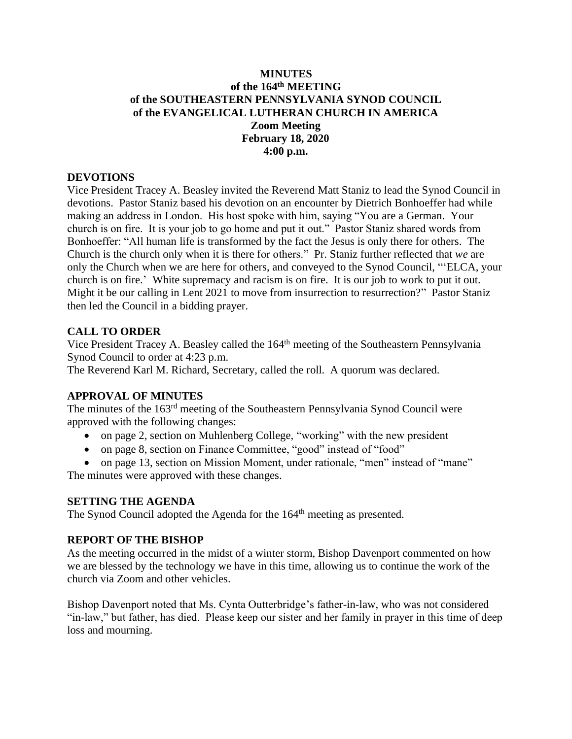**MINUTES**
**of the 164th MEETING**
**of the SOUTHEASTERN PENNSYLVANIA SYNOD COUNCIL**
**of the EVANGELICAL LUTHERAN CHURCH IN AMERICA**
**Zoom Meeting**
**February 18, 2020**
**4:00 p.m.**

## DEVOTIONS

Vice President Tracey A. Beasley invited the Reverend Matt Staniz to lead the Synod Council in devotions. Pastor Staniz based his devotion on an encounter by Dietrich Bonhoeffer had while making an address in London. His host spoke with him, saying "You are a German. Your church is on fire. It is your job to go home and put it out." Pastor Staniz shared words from Bonhoeffer: "All human life is transformed by the fact the Jesus is only there for others. The Church is the church only when it is there for others." Pr. Staniz further reflected that *we* are only the Church when we are here for others, and conveyed to the Synod Council, "'ELCA, your church is on fire.' White supremacy and racism is on fire. It is our job to work to put it out. Might it be our calling in Lent 2021 to move from insurrection to resurrection?" Pastor Staniz then led the Council in a bidding prayer.

## CALL TO ORDER

Vice President Tracey A. Beasley called the 164th meeting of the Southeastern Pennsylvania Synod Council to order at 4:23 p.m.
The Reverend Karl M. Richard, Secretary, called the roll. A quorum was declared.

## APPROVAL OF MINUTES

The minutes of the 163rd meeting of the Southeastern Pennsylvania Synod Council were approved with the following changes:

- on page 2, section on Muhlenberg College, "working" with the new president
- on page 8, section on Finance Committee, "good" instead of "food"
- on page 13, section on Mission Moment, under rationale, "men" instead of "mane"

The minutes were approved with these changes.

## SETTING THE AGENDA

The Synod Council adopted the Agenda for the 164th meeting as presented.

## REPORT OF THE BISHOP

As the meeting occurred in the midst of a winter storm, Bishop Davenport commented on how we are blessed by the technology we have in this time, allowing us to continue the work of the church via Zoom and other vehicles.

Bishop Davenport noted that Ms. Cynta Outterbridge's father-in-law, who was not considered "in-law," but father, has died. Please keep our sister and her family in prayer in this time of deep loss and mourning.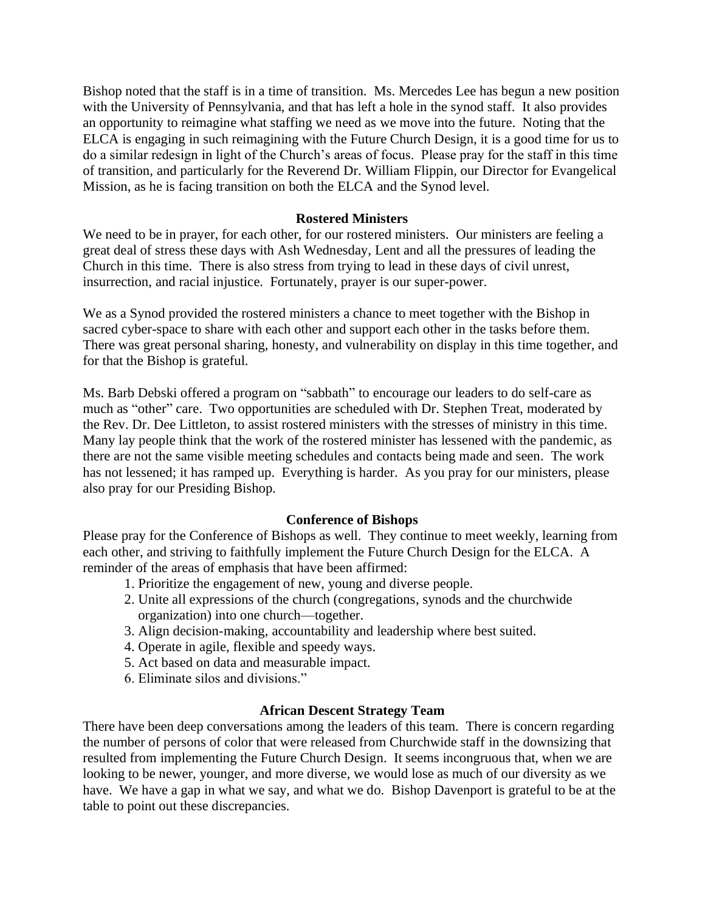Bishop noted that the staff is in a time of transition. Ms. Mercedes Lee has begun a new position with the University of Pennsylvania, and that has left a hole in the synod staff. It also provides an opportunity to reimagine what staffing we need as we move into the future. Noting that the ELCA is engaging in such reimagining with the Future Church Design, it is a good time for us to do a similar redesign in light of the Church's areas of focus. Please pray for the staff in this time of transition, and particularly for the Reverend Dr. William Flippin, our Director for Evangelical Mission, as he is facing transition on both the ELCA and the Synod level.

### Rostered Ministers

We need to be in prayer, for each other, for our rostered ministers. Our ministers are feeling a great deal of stress these days with Ash Wednesday, Lent and all the pressures of leading the Church in this time. There is also stress from trying to lead in these days of civil unrest, insurrection, and racial injustice. Fortunately, prayer is our super-power.

We as a Synod provided the rostered ministers a chance to meet together with the Bishop in sacred cyber-space to share with each other and support each other in the tasks before them. There was great personal sharing, honesty, and vulnerability on display in this time together, and for that the Bishop is grateful.

Ms. Barb Debski offered a program on "sabbath" to encourage our leaders to do self-care as much as "other" care. Two opportunities are scheduled with Dr. Stephen Treat, moderated by the Rev. Dr. Dee Littleton, to assist rostered ministers with the stresses of ministry in this time. Many lay people think that the work of the rostered minister has lessened with the pandemic, as there are not the same visible meeting schedules and contacts being made and seen. The work has not lessened; it has ramped up. Everything is harder. As you pray for our ministers, please also pray for our Presiding Bishop.

### Conference of Bishops

Please pray for the Conference of Bishops as well. They continue to meet weekly, learning from each other, and striving to faithfully implement the Future Church Design for the ELCA. A reminder of the areas of emphasis that have been affirmed:

1. Prioritize the engagement of new, young and diverse people.
2. Unite all expressions of the church (congregations, synods and the churchwide organization) into one church—together.
3. Align decision-making, accountability and leadership where best suited.
4. Operate in agile, flexible and speedy ways.
5. Act based on data and measurable impact.
6. Eliminate silos and divisions."

### African Descent Strategy Team

There have been deep conversations among the leaders of this team. There is concern regarding the number of persons of color that were released from Churchwide staff in the downsizing that resulted from implementing the Future Church Design. It seems incongruous that, when we are looking to be newer, younger, and more diverse, we would lose as much of our diversity as we have. We have a gap in what we say, and what we do. Bishop Davenport is grateful to be at the table to point out these discrepancies.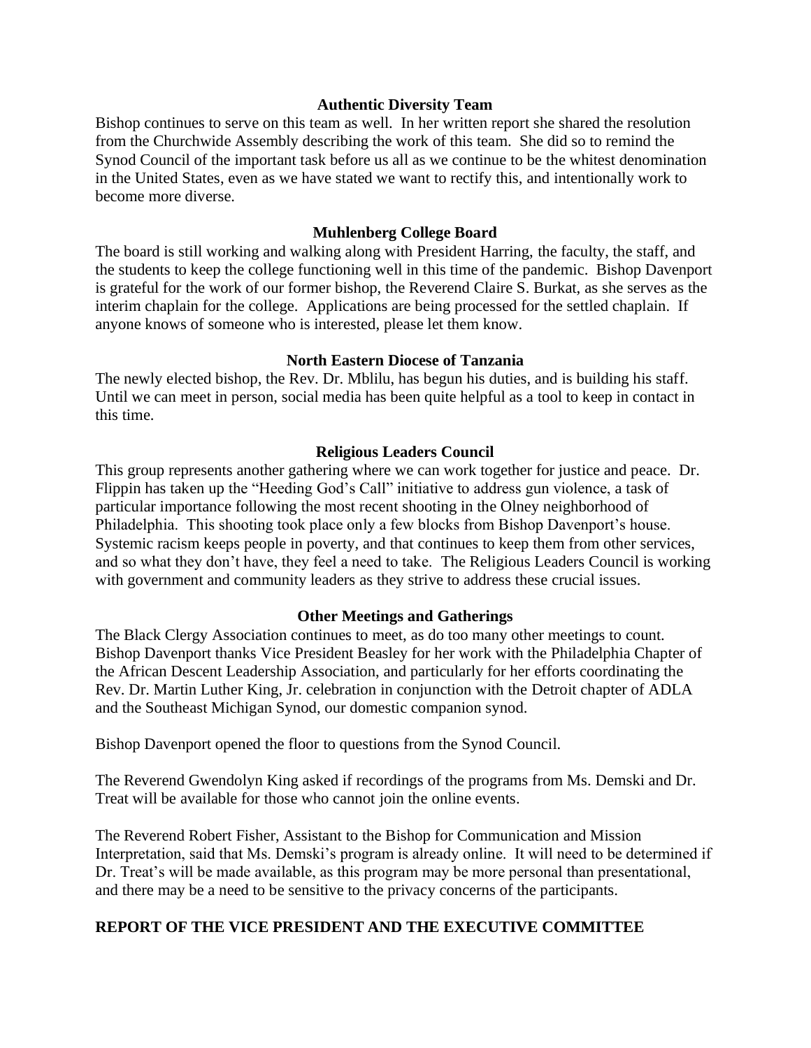### Authentic Diversity Team

Bishop continues to serve on this team as well. In her written report she shared the resolution from the Churchwide Assembly describing the work of this team. She did so to remind the Synod Council of the important task before us all as we continue to be the whitest denomination in the United States, even as we have stated we want to rectify this, and intentionally work to become more diverse.

### Muhlenberg College Board

The board is still working and walking along with President Harring, the faculty, the staff, and the students to keep the college functioning well in this time of the pandemic. Bishop Davenport is grateful for the work of our former bishop, the Reverend Claire S. Burkat, as she serves as the interim chaplain for the college. Applications are being processed for the settled chaplain. If anyone knows of someone who is interested, please let them know.

### North Eastern Diocese of Tanzania

The newly elected bishop, the Rev. Dr. Mblilu, has begun his duties, and is building his staff. Until we can meet in person, social media has been quite helpful as a tool to keep in contact in this time.

### Religious Leaders Council

This group represents another gathering where we can work together for justice and peace. Dr. Flippin has taken up the "Heeding God's Call" initiative to address gun violence, a task of particular importance following the most recent shooting in the Olney neighborhood of Philadelphia. This shooting took place only a few blocks from Bishop Davenport's house. Systemic racism keeps people in poverty, and that continues to keep them from other services, and so what they don't have, they feel a need to take. The Religious Leaders Council is working with government and community leaders as they strive to address these crucial issues.

### Other Meetings and Gatherings

The Black Clergy Association continues to meet, as do too many other meetings to count. Bishop Davenport thanks Vice President Beasley for her work with the Philadelphia Chapter of the African Descent Leadership Association, and particularly for her efforts coordinating the Rev. Dr. Martin Luther King, Jr. celebration in conjunction with the Detroit chapter of ADLA and the Southeast Michigan Synod, our domestic companion synod.

Bishop Davenport opened the floor to questions from the Synod Council.

The Reverend Gwendolyn King asked if recordings of the programs from Ms. Demski and Dr. Treat will be available for those who cannot join the online events.

The Reverend Robert Fisher, Assistant to the Bishop for Communication and Mission Interpretation, said that Ms. Demski's program is already online. It will need to be determined if Dr. Treat's will be made available, as this program may be more personal than presentational, and there may be a need to be sensitive to the privacy concerns of the participants.

## REPORT OF THE VICE PRESIDENT AND THE EXECUTIVE COMMITTEE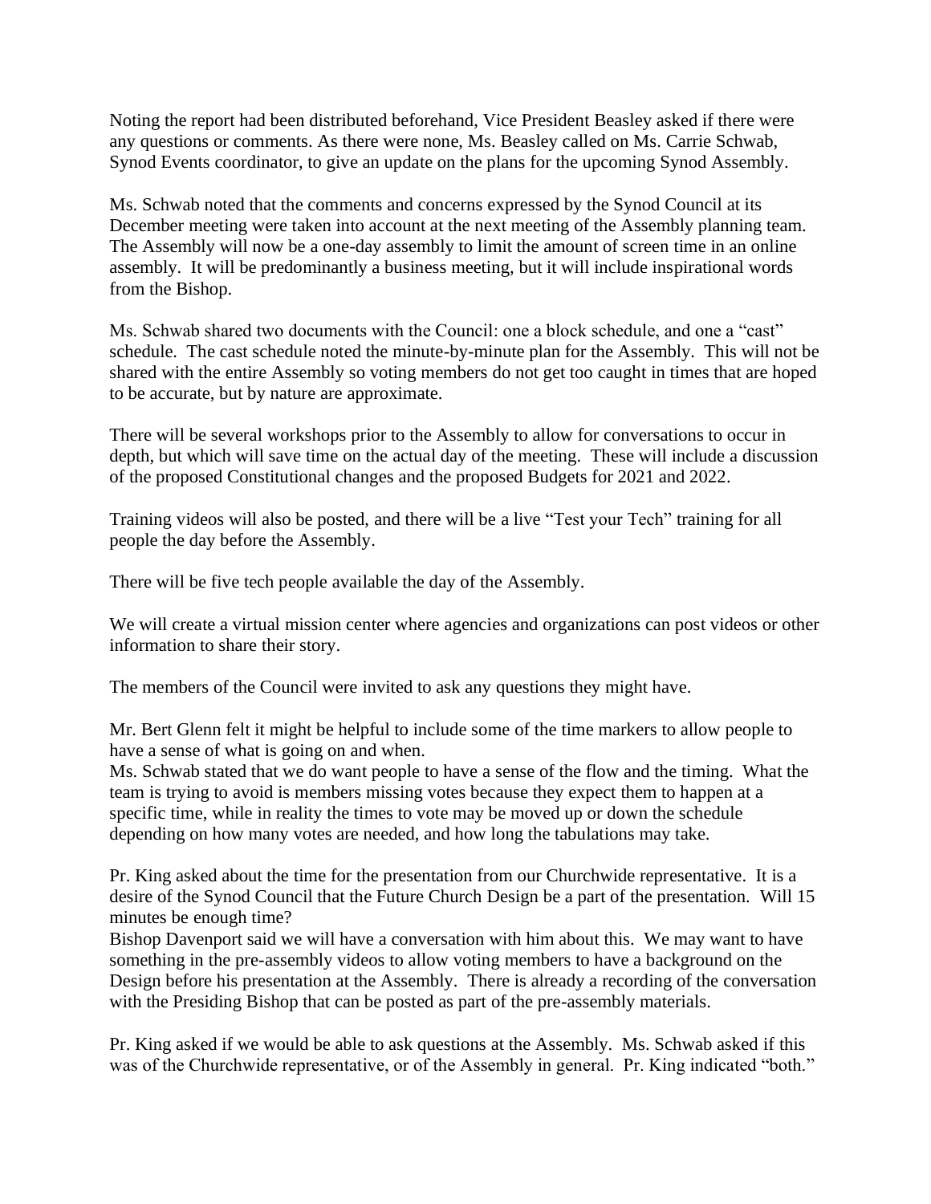Noting the report had been distributed beforehand, Vice President Beasley asked if there were any questions or comments. As there were none, Ms. Beasley called on Ms. Carrie Schwab, Synod Events coordinator, to give an update on the plans for the upcoming Synod Assembly.

Ms. Schwab noted that the comments and concerns expressed by the Synod Council at its December meeting were taken into account at the next meeting of the Assembly planning team. The Assembly will now be a one-day assembly to limit the amount of screen time in an online assembly. It will be predominantly a business meeting, but it will include inspirational words from the Bishop.

Ms. Schwab shared two documents with the Council: one a block schedule, and one a "cast" schedule. The cast schedule noted the minute-by-minute plan for the Assembly. This will not be shared with the entire Assembly so voting members do not get too caught in times that are hoped to be accurate, but by nature are approximate.

There will be several workshops prior to the Assembly to allow for conversations to occur in depth, but which will save time on the actual day of the meeting. These will include a discussion of the proposed Constitutional changes and the proposed Budgets for 2021 and 2022.

Training videos will also be posted, and there will be a live "Test your Tech" training for all people the day before the Assembly.

There will be five tech people available the day of the Assembly.

We will create a virtual mission center where agencies and organizations can post videos or other information to share their story.

The members of the Council were invited to ask any questions they might have.

Mr. Bert Glenn felt it might be helpful to include some of the time markers to allow people to have a sense of what is going on and when.
Ms. Schwab stated that we do want people to have a sense of the flow and the timing. What the team is trying to avoid is members missing votes because they expect them to happen at a specific time, while in reality the times to vote may be moved up or down the schedule depending on how many votes are needed, and how long the tabulations may take.

Pr. King asked about the time for the presentation from our Churchwide representative. It is a desire of the Synod Council that the Future Church Design be a part of the presentation. Will 15 minutes be enough time?
Bishop Davenport said we will have a conversation with him about this. We may want to have something in the pre-assembly videos to allow voting members to have a background on the Design before his presentation at the Assembly. There is already a recording of the conversation with the Presiding Bishop that can be posted as part of the pre-assembly materials.

Pr. King asked if we would be able to ask questions at the Assembly. Ms. Schwab asked if this was of the Churchwide representative, or of the Assembly in general. Pr. King indicated "both."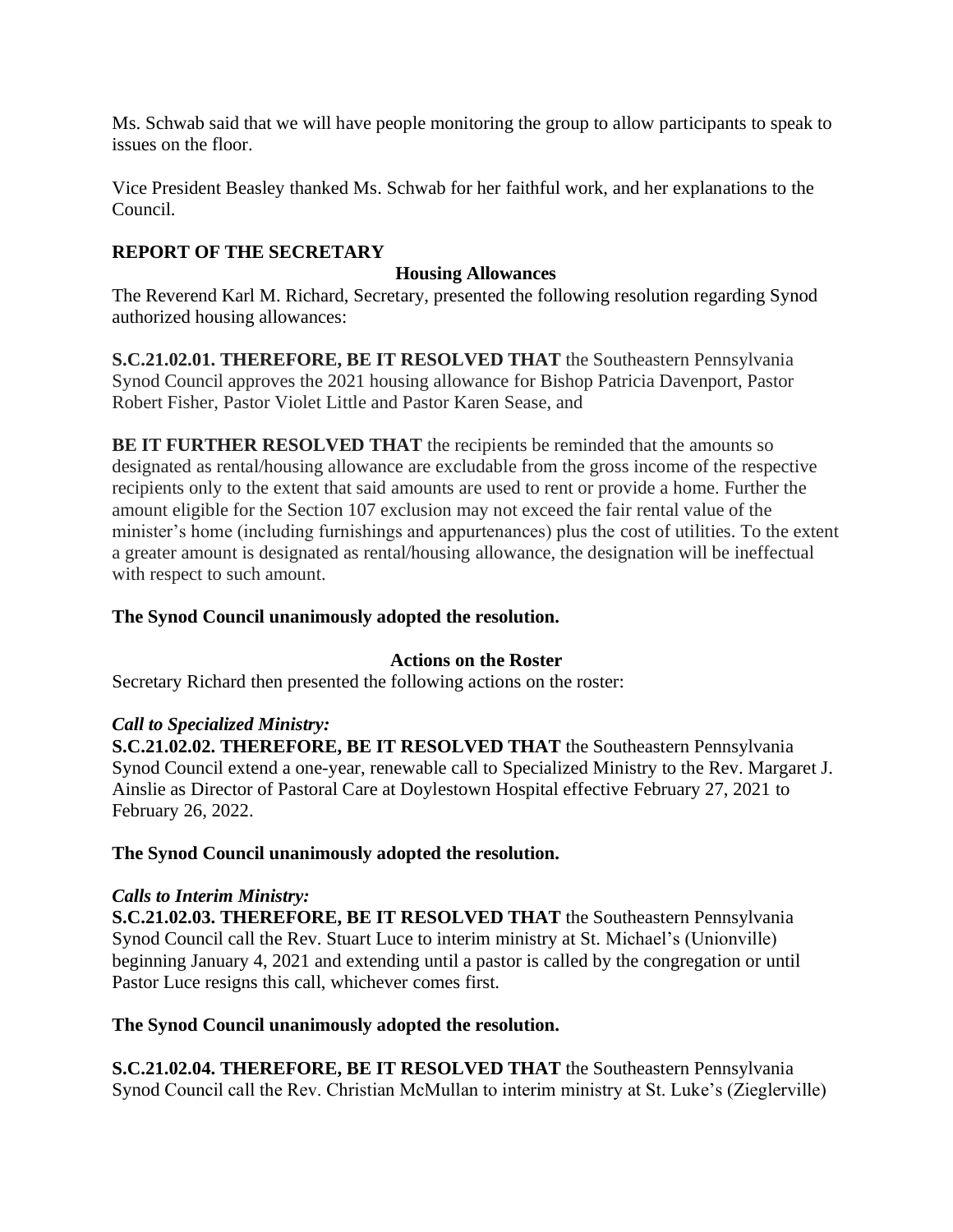Ms. Schwab said that we will have people monitoring the group to allow participants to speak to issues on the floor.

Vice President Beasley thanked Ms. Schwab for her faithful work, and her explanations to the Council.

## REPORT OF THE SECRETARY

### Housing Allowances

The Reverend Karl M. Richard, Secretary, presented the following resolution regarding Synod authorized housing allowances:

**S.C.21.02.01. THEREFORE, BE IT RESOLVED THAT** the Southeastern Pennsylvania Synod Council approves the 2021 housing allowance for Bishop Patricia Davenport, Pastor Robert Fisher, Pastor Violet Little and Pastor Karen Sease, and

**BE IT FURTHER RESOLVED THAT** the recipients be reminded that the amounts so designated as rental/housing allowance are excludable from the gross income of the respective recipients only to the extent that said amounts are used to rent or provide a home. Further the amount eligible for the Section 107 exclusion may not exceed the fair rental value of the minister's home (including furnishings and appurtenances) plus the cost of utilities. To the extent a greater amount is designated as rental/housing allowance, the designation will be ineffectual with respect to such amount.

**The Synod Council unanimously adopted the resolution.**

### Actions on the Roster

Secretary Richard then presented the following actions on the roster:

***Call to Specialized Ministry:***

**S.C.21.02.02. THEREFORE, BE IT RESOLVED THAT** the Southeastern Pennsylvania Synod Council extend a one-year, renewable call to Specialized Ministry to the Rev. Margaret J. Ainslie as Director of Pastoral Care at Doylestown Hospital effective February 27, 2021 to February 26, 2022.

**The Synod Council unanimously adopted the resolution.**

***Calls to Interim Ministry:***

**S.C.21.02.03. THEREFORE, BE IT RESOLVED THAT** the Southeastern Pennsylvania Synod Council call the Rev. Stuart Luce to interim ministry at St. Michael's (Unionville) beginning January 4, 2021 and extending until a pastor is called by the congregation or until Pastor Luce resigns this call, whichever comes first.

**The Synod Council unanimously adopted the resolution.**

**S.C.21.02.04. THEREFORE, BE IT RESOLVED THAT** the Southeastern Pennsylvania Synod Council call the Rev. Christian McMullan to interim ministry at St. Luke's (Zieglerville)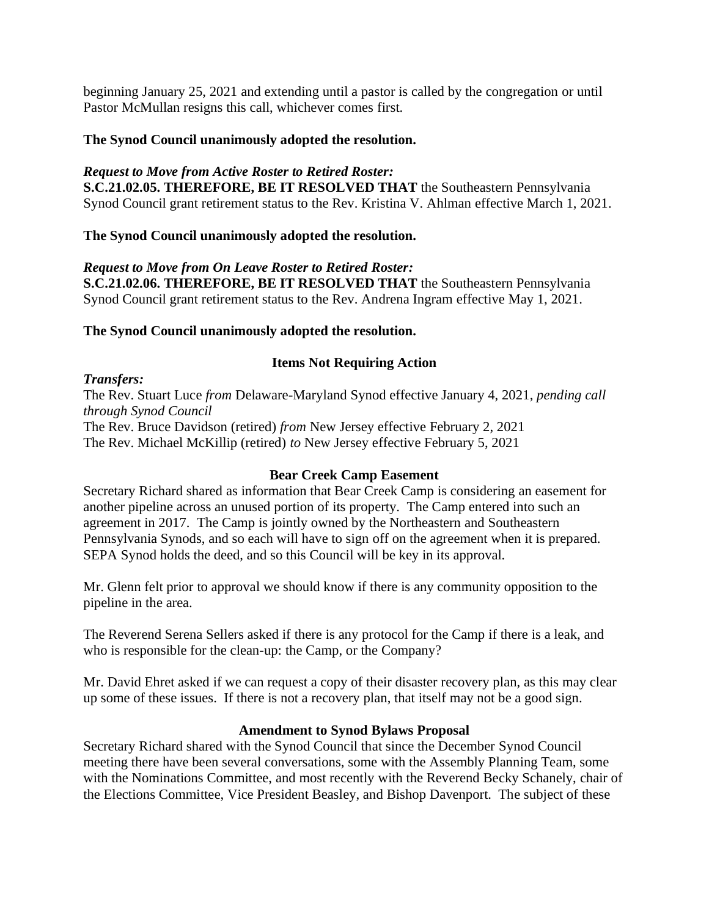beginning January 25, 2021 and extending until a pastor is called by the congregation or until Pastor McMullan resigns this call, whichever comes first.

**The Synod Council unanimously adopted the resolution.**

***Request to Move from Active Roster to Retired Roster:***
**S.C.21.02.05. THEREFORE, BE IT RESOLVED THAT** the Southeastern Pennsylvania Synod Council grant retirement status to the Rev. Kristina V. Ahlman effective March 1, 2021.

**The Synod Council unanimously adopted the resolution.**

***Request to Move from On Leave Roster to Retired Roster:***
**S.C.21.02.06. THEREFORE, BE IT RESOLVED THAT** the Southeastern Pennsylvania Synod Council grant retirement status to the Rev. Andrena Ingram effective May 1, 2021.

**The Synod Council unanimously adopted the resolution.**

**Items Not Requiring Action**

***Transfers:***
The Rev. Stuart Luce *from* Delaware-Maryland Synod effective January 4, 2021, *pending call through Synod Council*
The Rev. Bruce Davidson (retired) *from* New Jersey effective February 2, 2021
The Rev. Michael McKillip (retired) *to* New Jersey effective February 5, 2021

**Bear Creek Camp Easement**

Secretary Richard shared as information that Bear Creek Camp is considering an easement for another pipeline across an unused portion of its property. The Camp entered into such an agreement in 2017. The Camp is jointly owned by the Northeastern and Southeastern Pennsylvania Synods, and so each will have to sign off on the agreement when it is prepared. SEPA Synod holds the deed, and so this Council will be key in its approval.

Mr. Glenn felt prior to approval we should know if there is any community opposition to the pipeline in the area.

The Reverend Serena Sellers asked if there is any protocol for the Camp if there is a leak, and who is responsible for the clean-up: the Camp, or the Company?

Mr. David Ehret asked if we can request a copy of their disaster recovery plan, as this may clear up some of these issues. If there is not a recovery plan, that itself may not be a good sign.

**Amendment to Synod Bylaws Proposal**

Secretary Richard shared with the Synod Council that since the December Synod Council meeting there have been several conversations, some with the Assembly Planning Team, some with the Nominations Committee, and most recently with the Reverend Becky Schanely, chair of the Elections Committee, Vice President Beasley, and Bishop Davenport. The subject of these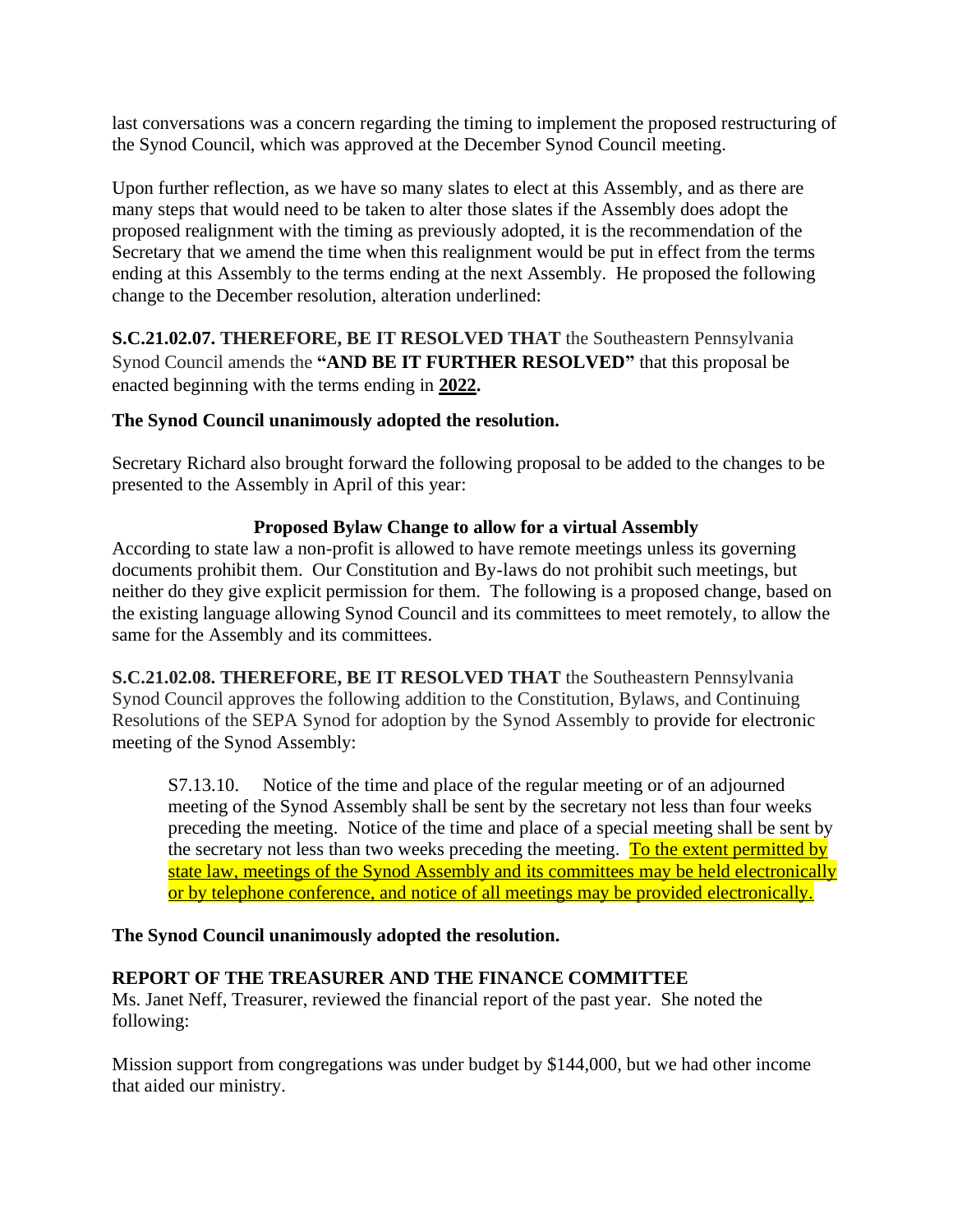last conversations was a concern regarding the timing to implement the proposed restructuring of the Synod Council, which was approved at the December Synod Council meeting.

Upon further reflection, as we have so many slates to elect at this Assembly, and as there are many steps that would need to be taken to alter those slates if the Assembly does adopt the proposed realignment with the timing as previously adopted, it is the recommendation of the Secretary that we amend the time when this realignment would be put in effect from the terms ending at this Assembly to the terms ending at the next Assembly. He proposed the following change to the December resolution, alteration underlined:

**S.C.21.02.07. THEREFORE, BE IT RESOLVED THAT** the Southeastern Pennsylvania Synod Council amends the **"AND BE IT FURTHER RESOLVED"** that this proposal be enacted beginning with the terms ending in **<u>2022</u>.**

**The Synod Council unanimously adopted the resolution.**

Secretary Richard also brought forward the following proposal to be added to the changes to be presented to the Assembly in April of this year:

**Proposed Bylaw Change to allow for a virtual Assembly**

According to state law a non-profit is allowed to have remote meetings unless its governing documents prohibit them. Our Constitution and By-laws do not prohibit such meetings, but neither do they give explicit permission for them. The following is a proposed change, based on the existing language allowing Synod Council and its committees to meet remotely, to allow the same for the Assembly and its committees.

**S.C.21.02.08. THEREFORE, BE IT RESOLVED THAT** the Southeastern Pennsylvania Synod Council approves the following addition to the Constitution, Bylaws, and Continuing Resolutions of the SEPA Synod for adoption by the Synod Assembly to provide for electronic meeting of the Synod Assembly:

> S7.13.10. Notice of the time and place of the regular meeting or of an adjourned meeting of the Synod Assembly shall be sent by the secretary not less than four weeks preceding the meeting. Notice of the time and place of a special meeting shall be sent by the secretary not less than two weeks preceding the meeting. <u>To the extent permitted by state law, meetings of the Synod Assembly and its committees may be held electronically or by telephone conference, and notice of all meetings may be provided electronically.</u>

**The Synod Council unanimously adopted the resolution.**

## REPORT OF THE TREASURER AND THE FINANCE COMMITTEE

Ms. Janet Neff, Treasurer, reviewed the financial report of the past year. She noted the following:

Mission support from congregations was under budget by $144,000, but we had other income that aided our ministry.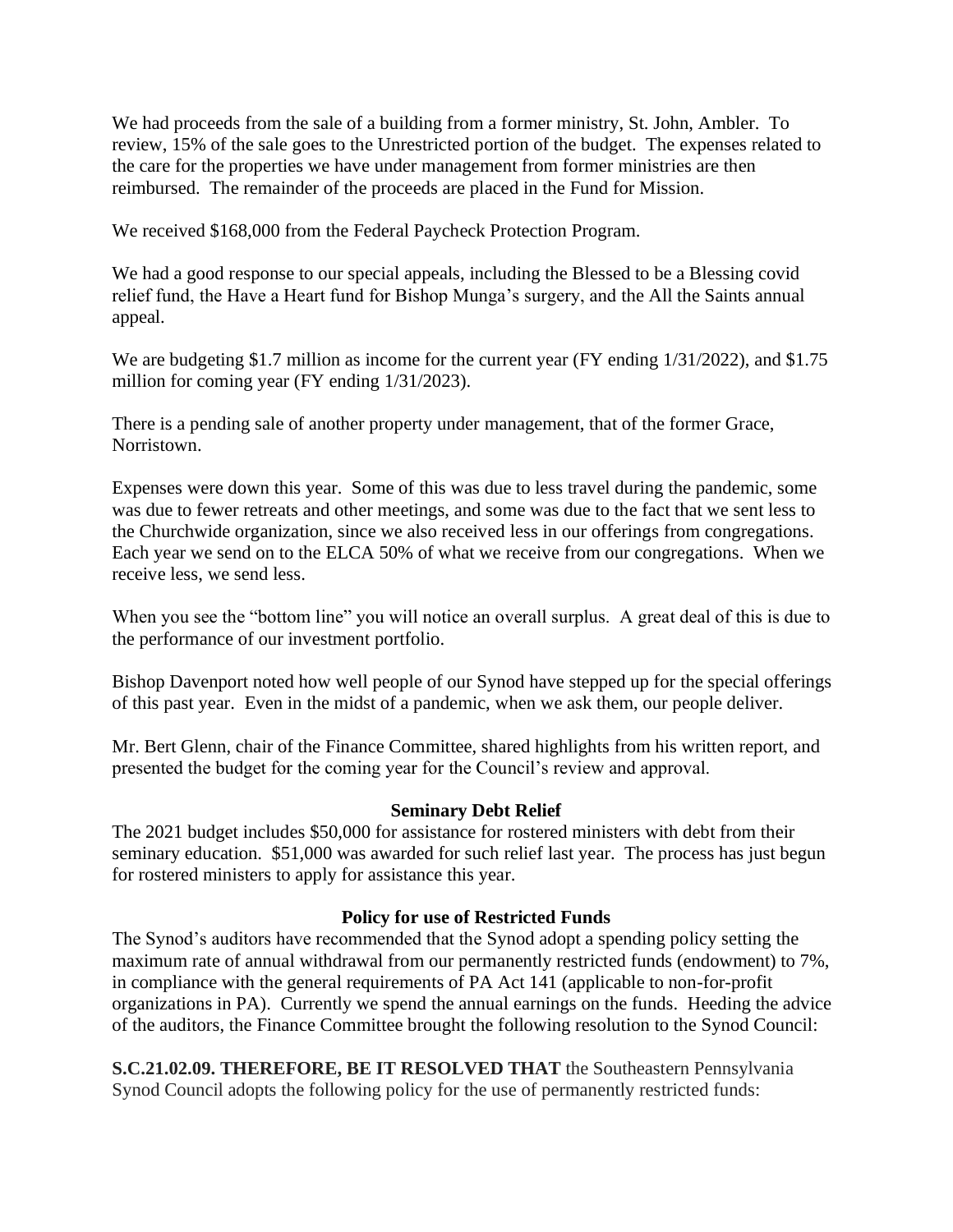We had proceeds from the sale of a building from a former ministry, St. John, Ambler. To review, 15% of the sale goes to the Unrestricted portion of the budget. The expenses related to the care for the properties we have under management from former ministries are then reimbursed. The remainder of the proceeds are placed in the Fund for Mission.

We received $168,000 from the Federal Paycheck Protection Program.

We had a good response to our special appeals, including the Blessed to be a Blessing covid relief fund, the Have a Heart fund for Bishop Munga's surgery, and the All the Saints annual appeal.

We are budgeting $1.7 million as income for the current year (FY ending 1/31/2022), and $1.75 million for coming year (FY ending 1/31/2023).

There is a pending sale of another property under management, that of the former Grace, Norristown.

Expenses were down this year. Some of this was due to less travel during the pandemic, some was due to fewer retreats and other meetings, and some was due to the fact that we sent less to the Churchwide organization, since we also received less in our offerings from congregations. Each year we send on to the ELCA 50% of what we receive from our congregations. When we receive less, we send less.

When you see the "bottom line" you will notice an overall surplus. A great deal of this is due to the performance of our investment portfolio.

Bishop Davenport noted how well people of our Synod have stepped up for the special offerings of this past year. Even in the midst of a pandemic, when we ask them, our people deliver.

Mr. Bert Glenn, chair of the Finance Committee, shared highlights from his written report, and presented the budget for the coming year for the Council's review and approval.

### Seminary Debt Relief

The 2021 budget includes $50,000 for assistance for rostered ministers with debt from their seminary education. $51,000 was awarded for such relief last year. The process has just begun for rostered ministers to apply for assistance this year.

### Policy for use of Restricted Funds

The Synod's auditors have recommended that the Synod adopt a spending policy setting the maximum rate of annual withdrawal from our permanently restricted funds (endowment) to 7%, in compliance with the general requirements of PA Act 141 (applicable to non-for-profit organizations in PA). Currently we spend the annual earnings on the funds. Heeding the advice of the auditors, the Finance Committee brought the following resolution to the Synod Council:

**S.C.21.02.09. THEREFORE, BE IT RESOLVED THAT** the Southeastern Pennsylvania Synod Council adopts the following policy for the use of permanently restricted funds: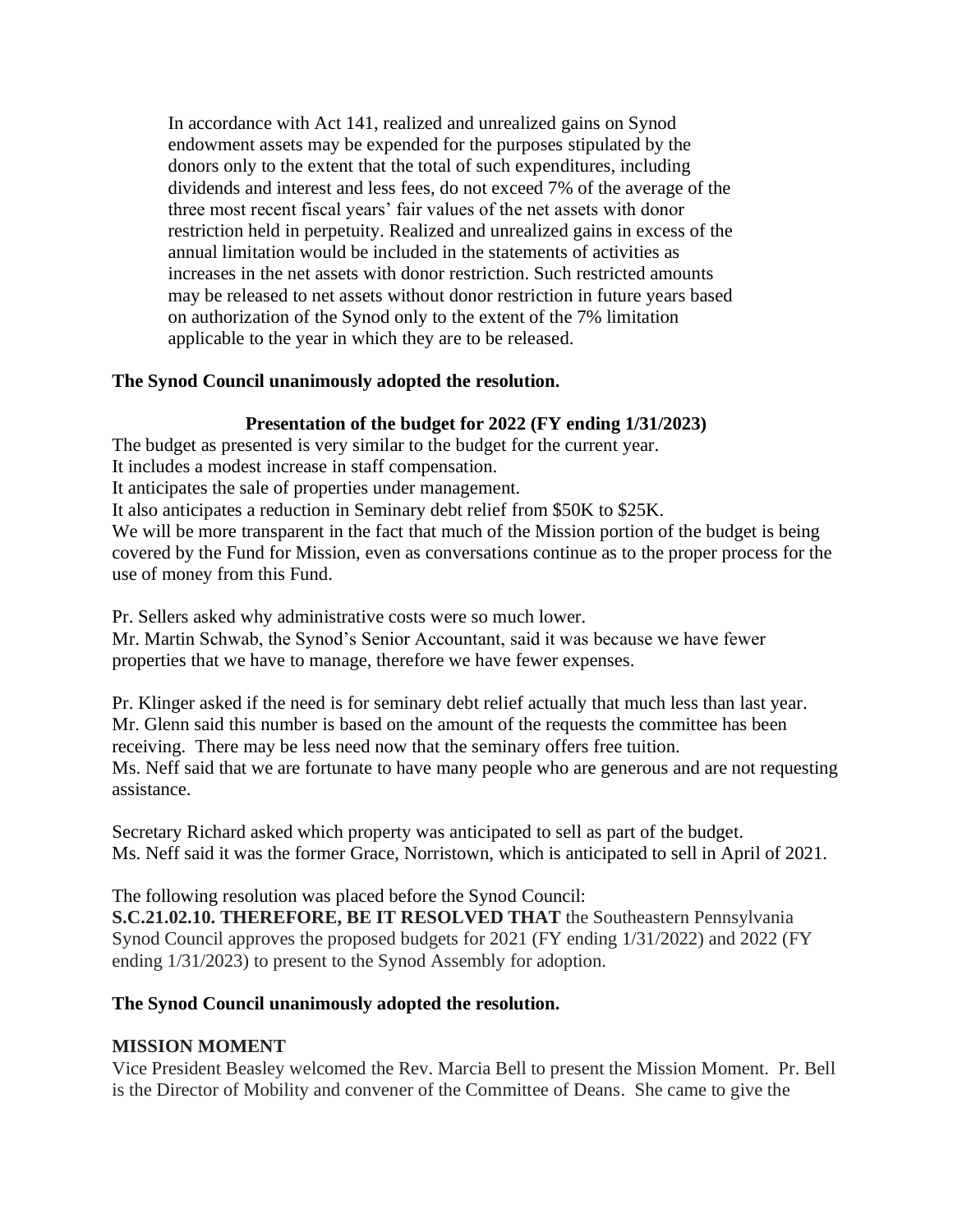In accordance with Act 141, realized and unrealized gains on Synod endowment assets may be expended for the purposes stipulated by the donors only to the extent that the total of such expenditures, including dividends and interest and less fees, do not exceed 7% of the average of the three most recent fiscal years' fair values of the net assets with donor restriction held in perpetuity. Realized and unrealized gains in excess of the annual limitation would be included in the statements of activities as increases in the net assets with donor restriction. Such restricted amounts may be released to net assets without donor restriction in future years based on authorization of the Synod only to the extent of the 7% limitation applicable to the year in which they are to be released.

**The Synod Council unanimously adopted the resolution.**

**Presentation of the budget for 2022 (FY ending 1/31/2023)**

The budget as presented is very similar to the budget for the current year.
It includes a modest increase in staff compensation.
It anticipates the sale of properties under management.
It also anticipates a reduction in Seminary debt relief from $50K to $25K.
We will be more transparent in the fact that much of the Mission portion of the budget is being covered by the Fund for Mission, even as conversations continue as to the proper process for the use of money from this Fund.

Pr. Sellers asked why administrative costs were so much lower.
Mr. Martin Schwab, the Synod's Senior Accountant, said it was because we have fewer properties that we have to manage, therefore we have fewer expenses.

Pr. Klinger asked if the need is for seminary debt relief actually that much less than last year.
Mr. Glenn said this number is based on the amount of the requests the committee has been receiving. There may be less need now that the seminary offers free tuition.
Ms. Neff said that we are fortunate to have many people who are generous and are not requesting assistance.

Secretary Richard asked which property was anticipated to sell as part of the budget.
Ms. Neff said it was the former Grace, Norristown, which is anticipated to sell in April of 2021.

The following resolution was placed before the Synod Council:
**S.C.21.02.10. THEREFORE, BE IT RESOLVED THAT** the Southeastern Pennsylvania Synod Council approves the proposed budgets for 2021 (FY ending 1/31/2022) and 2022 (FY ending 1/31/2023) to present to the Synod Assembly for adoption.

**The Synod Council unanimously adopted the resolution.**

**MISSION MOMENT**

Vice President Beasley welcomed the Rev. Marcia Bell to present the Mission Moment. Pr. Bell is the Director of Mobility and convener of the Committee of Deans. She came to give the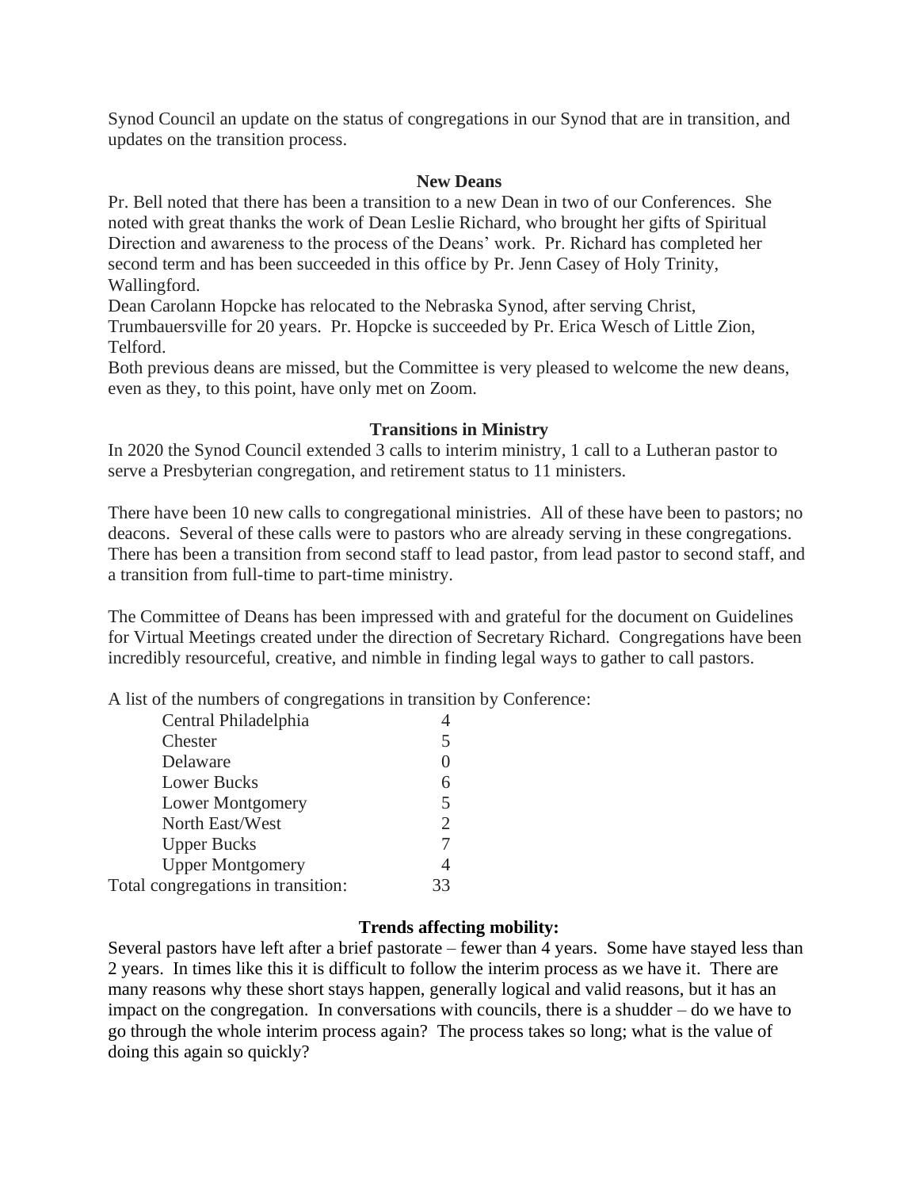Synod Council an update on the status of congregations in our Synod that are in transition, and updates on the transition process.

### New Deans

Pr. Bell noted that there has been a transition to a new Dean in two of our Conferences. She noted with great thanks the work of Dean Leslie Richard, who brought her gifts of Spiritual Direction and awareness to the process of the Deans' work. Pr. Richard has completed her second term and has been succeeded in this office by Pr. Jenn Casey of Holy Trinity, Wallingford.

Dean Carolann Hopcke has relocated to the Nebraska Synod, after serving Christ, Trumbauersville for 20 years. Pr. Hopcke is succeeded by Pr. Erica Wesch of Little Zion, Telford.

Both previous deans are missed, but the Committee is very pleased to welcome the new deans, even as they, to this point, have only met on Zoom.

### Transitions in Ministry

In 2020 the Synod Council extended 3 calls to interim ministry, 1 call to a Lutheran pastor to serve a Presbyterian congregation, and retirement status to 11 ministers.

There have been 10 new calls to congregational ministries. All of these have been to pastors; no deacons. Several of these calls were to pastors who are already serving in these congregations. There has been a transition from second staff to lead pastor, from lead pastor to second staff, and a transition from full-time to part-time ministry.

The Committee of Deans has been impressed with and grateful for the document on Guidelines for Virtual Meetings created under the direction of Secretary Richard. Congregations have been incredibly resourceful, creative, and nimble in finding legal ways to gather to call pastors.

A list of the numbers of congregations in transition by Conference:

| Conference | Number |
|---|---|
| Central Philadelphia | 4 |
| Chester | 5 |
| Delaware | 0 |
| Lower Bucks | 6 |
| Lower Montgomery | 5 |
| North East/West | 2 |
| Upper Bucks | 7 |
| Upper Montgomery | 4 |
| Total congregations in transition: | 33 |

### Trends affecting mobility:

Several pastors have left after a brief pastorate – fewer than 4 years. Some have stayed less than 2 years. In times like this it is difficult to follow the interim process as we have it. There are many reasons why these short stays happen, generally logical and valid reasons, but it has an impact on the congregation. In conversations with councils, there is a shudder – do we have to go through the whole interim process again? The process takes so long; what is the value of doing this again so quickly?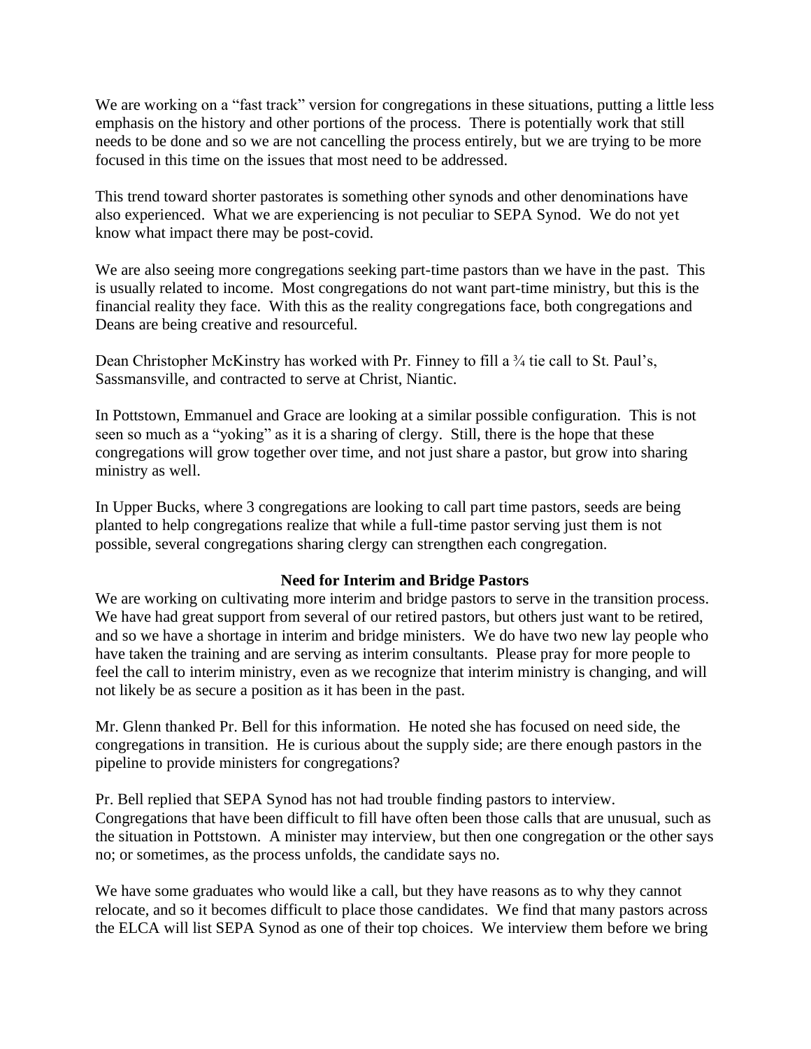We are working on a "fast track" version for congregations in these situations, putting a little less emphasis on the history and other portions of the process. There is potentially work that still needs to be done and so we are not cancelling the process entirely, but we are trying to be more focused in this time on the issues that most need to be addressed.

This trend toward shorter pastorates is something other synods and other denominations have also experienced. What we are experiencing is not peculiar to SEPA Synod. We do not yet know what impact there may be post-covid.

We are also seeing more congregations seeking part-time pastors than we have in the past. This is usually related to income. Most congregations do not want part-time ministry, but this is the financial reality they face. With this as the reality congregations face, both congregations and Deans are being creative and resourceful.

Dean Christopher McKinstry has worked with Pr. Finney to fill a ¾ tie call to St. Paul's, Sassmansville, and contracted to serve at Christ, Niantic.

In Pottstown, Emmanuel and Grace are looking at a similar possible configuration. This is not seen so much as a "yoking" as it is a sharing of clergy. Still, there is the hope that these congregations will grow together over time, and not just share a pastor, but grow into sharing ministry as well.

In Upper Bucks, where 3 congregations are looking to call part time pastors, seeds are being planted to help congregations realize that while a full-time pastor serving just them is not possible, several congregations sharing clergy can strengthen each congregation.

**Need for Interim and Bridge Pastors**

We are working on cultivating more interim and bridge pastors to serve in the transition process. We have had great support from several of our retired pastors, but others just want to be retired, and so we have a shortage in interim and bridge ministers. We do have two new lay people who have taken the training and are serving as interim consultants. Please pray for more people to feel the call to interim ministry, even as we recognize that interim ministry is changing, and will not likely be as secure a position as it has been in the past.

Mr. Glenn thanked Pr. Bell for this information. He noted she has focused on need side, the congregations in transition. He is curious about the supply side; are there enough pastors in the pipeline to provide ministers for congregations?

Pr. Bell replied that SEPA Synod has not had trouble finding pastors to interview. Congregations that have been difficult to fill have often been those calls that are unusual, such as the situation in Pottstown. A minister may interview, but then one congregation or the other says no; or sometimes, as the process unfolds, the candidate says no.

We have some graduates who would like a call, but they have reasons as to why they cannot relocate, and so it becomes difficult to place those candidates. We find that many pastors across the ELCA will list SEPA Synod as one of their top choices. We interview them before we bring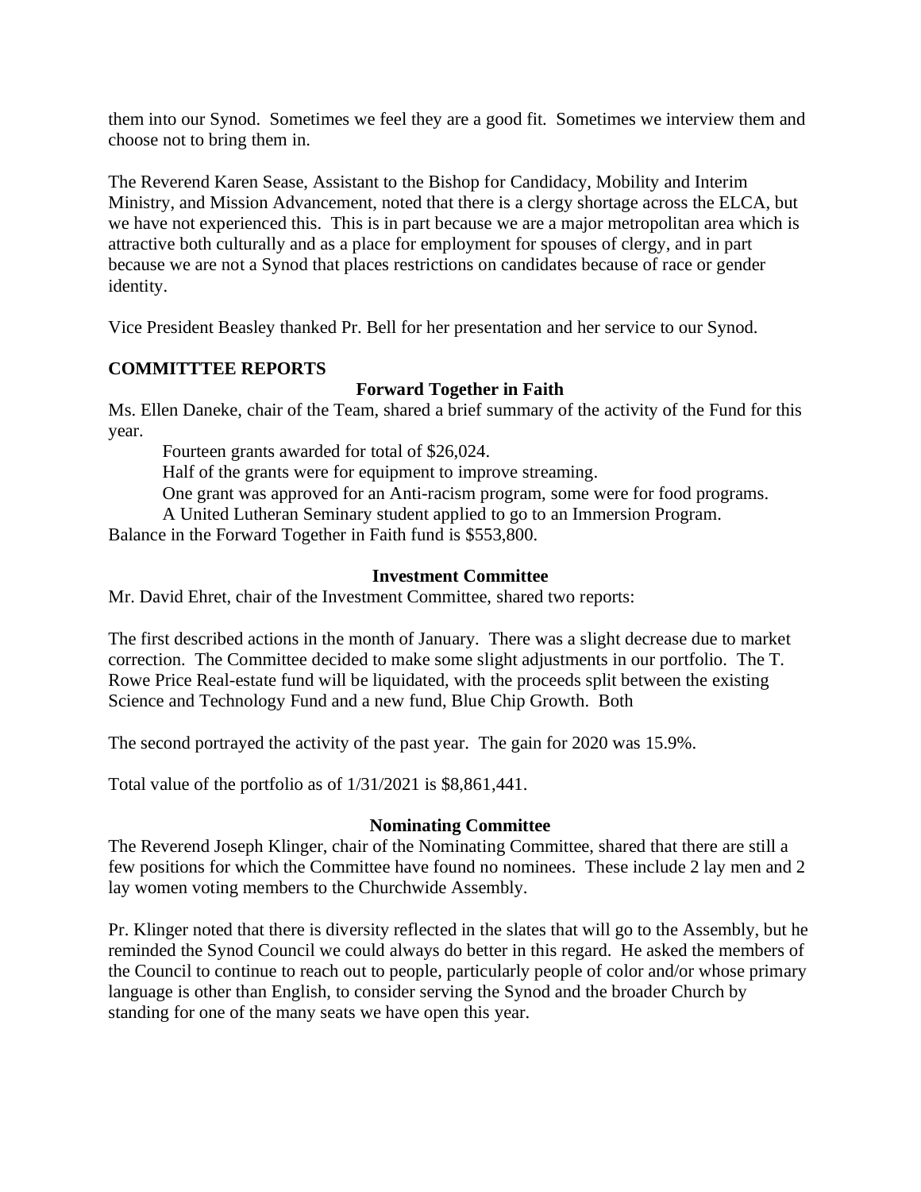them into our Synod. Sometimes we feel they are a good fit. Sometimes we interview them and choose not to bring them in.

The Reverend Karen Sease, Assistant to the Bishop for Candidacy, Mobility and Interim Ministry, and Mission Advancement, noted that there is a clergy shortage across the ELCA, but we have not experienced this. This is in part because we are a major metropolitan area which is attractive both culturally and as a place for employment for spouses of clergy, and in part because we are not a Synod that places restrictions on candidates because of race or gender identity.

Vice President Beasley thanked Pr. Bell for her presentation and her service to our Synod.

## COMMITTTEE REPORTS

### Forward Together in Faith

Ms. Ellen Daneke, chair of the Team, shared a brief summary of the activity of the Fund for this year.

Fourteen grants awarded for total of $26,024.
Half of the grants were for equipment to improve streaming.
One grant was approved for an Anti-racism program, some were for food programs.
A United Lutheran Seminary student applied to go to an Immersion Program.

Balance in the Forward Together in Faith fund is $553,800.

### Investment Committee

Mr. David Ehret, chair of the Investment Committee, shared two reports:

The first described actions in the month of January. There was a slight decrease due to market correction. The Committee decided to make some slight adjustments in our portfolio. The T. Rowe Price Real-estate fund will be liquidated, with the proceeds split between the existing Science and Technology Fund and a new fund, Blue Chip Growth. Both

The second portrayed the activity of the past year. The gain for 2020 was 15.9%.

Total value of the portfolio as of 1/31/2021 is $8,861,441.

### Nominating Committee

The Reverend Joseph Klinger, chair of the Nominating Committee, shared that there are still a few positions for which the Committee have found no nominees. These include 2 lay men and 2 lay women voting members to the Churchwide Assembly.

Pr. Klinger noted that there is diversity reflected in the slates that will go to the Assembly, but he reminded the Synod Council we could always do better in this regard. He asked the members of the Council to continue to reach out to people, particularly people of color and/or whose primary language is other than English, to consider serving the Synod and the broader Church by standing for one of the many seats we have open this year.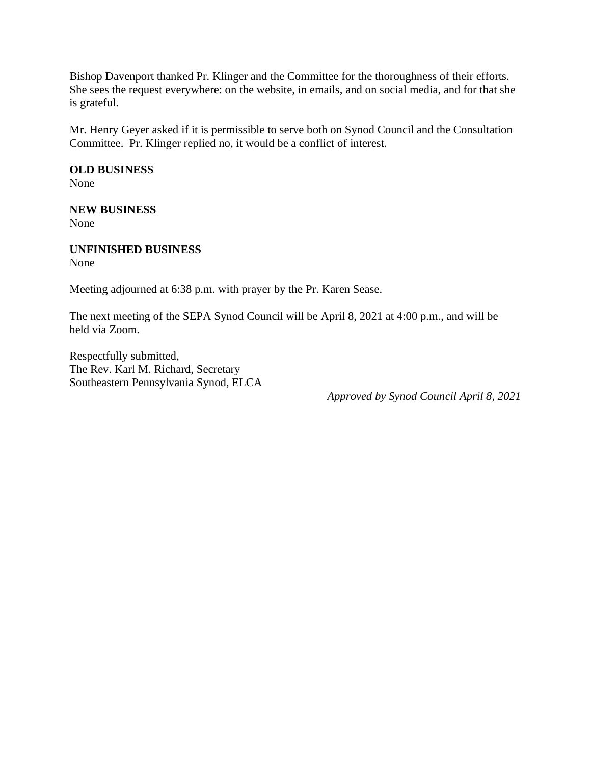Bishop Davenport thanked Pr. Klinger and the Committee for the thoroughness of their efforts. She sees the request everywhere: on the website, in emails, and on social media, and for that she is grateful.

Mr. Henry Geyer asked if it is permissible to serve both on Synod Council and the Consultation Committee. Pr. Klinger replied no, it would be a conflict of interest.

**OLD BUSINESS**
None

**NEW BUSINESS**
None

**UNFINISHED BUSINESS**
None

Meeting adjourned at 6:38 p.m. with prayer by the Pr. Karen Sease.

The next meeting of the SEPA Synod Council will be April 8, 2021 at 4:00 p.m., and will be held via Zoom.

Respectfully submitted,
The Rev. Karl M. Richard, Secretary
Southeastern Pennsylvania Synod, ELCA

*Approved by Synod Council April 8, 2021*